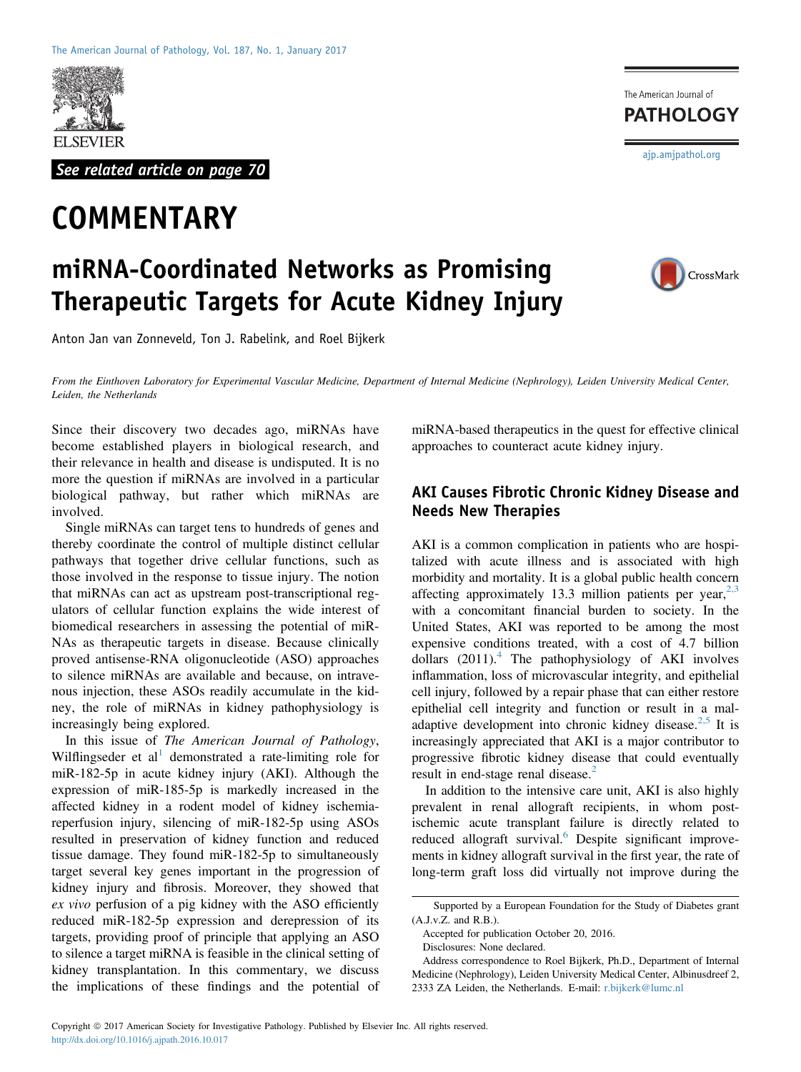See related article on page 70

# COMMENTARY

# miRNA-Coordinated Networks as Promising Therapeutic Targets for Acute Kidney Injury

Anton Jan van Zonneveld, Ton J. Rabelink, and Roel Bijkerk

*From the Einthoven Laboratory for Experimental Vascular Medicine, Department of Internal Medicine (Nephrology), Leiden University Medical Center, Leiden, the Netherlands*

Since their discovery two decades ago, miRNAs have become established players in biological research, and their relevance in health and disease is undisputed. It is no more the question if miRNAs are involved in a particular biological pathway, but rather which miRNAs are involved.

Single miRNAs can target tens to hundreds of genes and thereby coordinate the control of multiple distinct cellular pathways that together drive cellular functions, such as those involved in the response to tissue injury. The notion that miRNAs can act as upstream post-transcriptional regulators of cellular function explains the wide interest of biomedical researchers in assessing the potential of miRNAs as therapeutic targets in disease. Because clinically proved antisense-RNA oligonucleotide (ASO) approaches to silence miRNAs are available and because, on intravenous injection, these ASOs readily accumulate in the kidney, the role of miRNAs in kidney pathophysiology is increasingly being explored.

In this issue of *The American Journal of Pathology*, Wilflingseder et al[1] demonstrated a rate-limiting role for miR-182-5p in acute kidney injury (AKI). Although the expression of miR-185-5p is markedly increased in the affected kidney in a rodent model of kidney ischemia-reperfusion injury, silencing of miR-182-5p using ASOs resulted in preservation of kidney function and reduced tissue damage. They found miR-182-5p to simultaneously target several key genes important in the progression of kidney injury and fibrosis. Moreover, they showed that *ex vivo* perfusion of a pig kidney with the ASO efficiently reduced miR-182-5p expression and derepression of its targets, providing proof of principle that applying an ASO to silence a target miRNA is feasible in the clinical setting of kidney transplantation. In this commentary, we discuss the implications of these findings and the potential of miRNA-based therapeutics in the quest for effective clinical approaches to counteract acute kidney injury.

## AKI Causes Fibrotic Chronic Kidney Disease and Needs New Therapies

AKI is a common complication in patients who are hospitalized with acute illness and is associated with high morbidity and mortality. It is a global public health concern affecting approximately 13.3 million patients per year,[2,3] with a concomitant financial burden to society. In the United States, AKI was reported to be among the most expensive conditions treated, with a cost of 4.7 billion dollars (2011).[4] The pathophysiology of AKI involves inflammation, loss of microvascular integrity, and epithelial cell injury, followed by a repair phase that can either restore epithelial cell integrity and function or result in a maladaptive development into chronic kidney disease.[2,5] It is increasingly appreciated that AKI is a major contributor to progressive fibrotic kidney disease that could eventually result in end-stage renal disease.[2]

In addition to the intensive care unit, AKI is also highly prevalent in renal allograft recipients, in whom post-ischemic acute transplant failure is directly related to reduced allograft survival.[6] Despite significant improvements in kidney allograft survival in the first year, the rate of long-term graft loss did virtually not improve during the

Supported by a European Foundation for the Study of Diabetes grant (A.J.v.Z. and R.B.).

Accepted for publication October 20, 2016.

Disclosures: None declared.

Address correspondence to Roel Bijkerk, Ph.D., Department of Internal Medicine (Nephrology), Leiden University Medical Center, Albinusdreef 2, 2333 ZA Leiden, the Netherlands. E-mail: r.bijkerk@lumc.nl

Copyright © 2017 American Society for Investigative Pathology. Published by Elsevier Inc. All rights reserved.
http://dx.doi.org/10.1016/j.ajpath.2016.10.017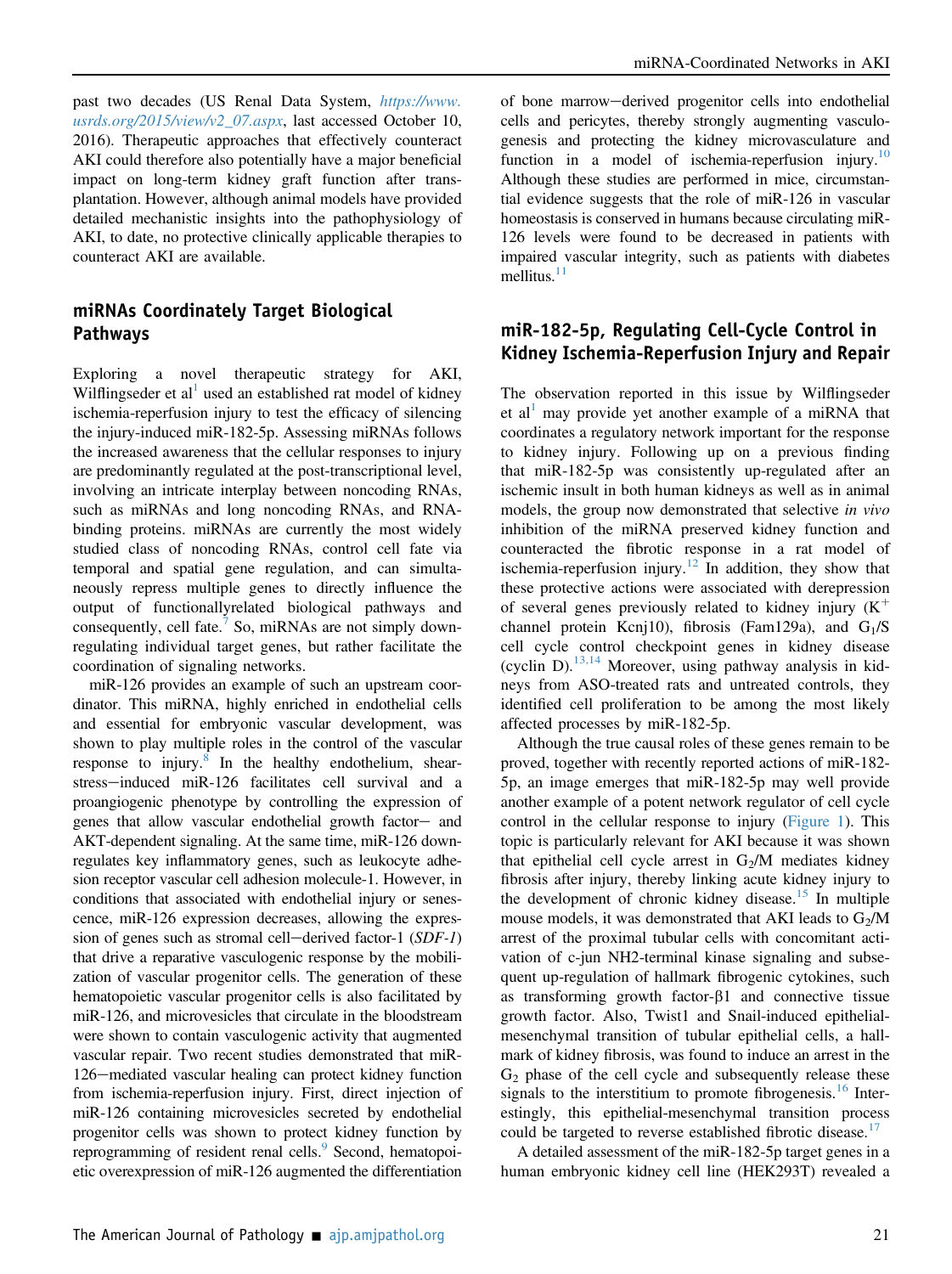past two decades (US Renal Data System, https://www.usrds.org/2015/view/v2_07.aspx, last accessed October 10, 2016). Therapeutic approaches that effectively counteract AKI could therefore also potentially have a major beneficial impact on long-term kidney graft function after transplantation. However, although animal models have provided detailed mechanistic insights into the pathophysiology of AKI, to date, no protective clinically applicable therapies to counteract AKI are available.

## miRNAs Coordinately Target Biological Pathways

Exploring a novel therapeutic strategy for AKI, Wilflingseder et al[1] used an established rat model of kidney ischemia-reperfusion injury to test the efficacy of silencing the injury-induced miR-182-5p. Assessing miRNAs follows the increased awareness that the cellular responses to injury are predominantly regulated at the post-transcriptional level, involving an intricate interplay between noncoding RNAs, such as miRNAs and long noncoding RNAs, and RNA-binding proteins. miRNAs are currently the most widely studied class of noncoding RNAs, control cell fate via temporal and spatial gene regulation, and can simultaneously repress multiple genes to directly influence the output of functionallyrelated biological pathways and consequently, cell fate.[7] So, miRNAs are not simply down-regulating individual target genes, but rather facilitate the coordination of signaling networks.

miR-126 provides an example of such an upstream coordinator. This miRNA, highly enriched in endothelial cells and essential for embryonic vascular development, was shown to play multiple roles in the control of the vascular response to injury.[8] In the healthy endothelium, shear-stress–induced miR-126 facilitates cell survival and a proangiogenic phenotype by controlling the expression of genes that allow vascular endothelial growth factor– and AKT-dependent signaling. At the same time, miR-126 down-regulates key inflammatory genes, such as leukocyte adhesion receptor vascular cell adhesion molecule-1. However, in conditions that associated with endothelial injury or senescence, miR-126 expression decreases, allowing the expression of genes such as stromal cell–derived factor-1 (*SDF-1*) that drive a reparative vasculogenic response by the mobilization of vascular progenitor cells. The generation of these hematopoietic vascular progenitor cells is also facilitated by miR-126, and microvesicles that circulate in the bloodstream were shown to contain vasculogenic activity that augmented vascular repair. Two recent studies demonstrated that miR-126–mediated vascular healing can protect kidney function from ischemia-reperfusion injury. First, direct injection of miR-126 containing microvesicles secreted by endothelial progenitor cells was shown to protect kidney function by reprogramming of resident renal cells.[9] Second, hematopoietic overexpression of miR-126 augmented the differentiation of bone marrow–derived progenitor cells into endothelial cells and pericytes, thereby strongly augmenting vasculogenesis and protecting the kidney microvasculature and function in a model of ischemia-reperfusion injury.[10] Although these studies are performed in mice, circumstantial evidence suggests that the role of miR-126 in vascular homeostasis is conserved in humans because circulating miR-126 levels were found to be decreased in patients with impaired vascular integrity, such as patients with diabetes mellitus.[11]

## miR-182-5p, Regulating Cell-Cycle Control in Kidney Ischemia-Reperfusion Injury and Repair

The observation reported in this issue by Wilflingseder et al[1] may provide yet another example of a miRNA that coordinates a regulatory network important for the response to kidney injury. Following up on a previous finding that miR-182-5p was consistently up-regulated after an ischemic insult in both human kidneys as well as in animal models, the group now demonstrated that selective *in vivo* inhibition of the miRNA preserved kidney function and counteracted the fibrotic response in a rat model of ischemia-reperfusion injury.[12] In addition, they show that these protective actions were associated with derepression of several genes previously related to kidney injury ($K^+$ channel protein Kcnj10), fibrosis (Fam129a), and $G_1$/S cell cycle control checkpoint genes in kidney disease (cyclin D).[13,14] Moreover, using pathway analysis in kidneys from ASO-treated rats and untreated controls, they identified cell proliferation to be among the most likely affected processes by miR-182-5p.

Although the true causal roles of these genes remain to be proved, together with recently reported actions of miR-182-5p, an image emerges that miR-182-5p may well provide another example of a potent network regulator of cell cycle control in the cellular response to injury (Figure 1). This topic is particularly relevant for AKI because it was shown that epithelial cell cycle arrest in $G_2$/M mediates kidney fibrosis after injury, thereby linking acute kidney injury to the development of chronic kidney disease.[15] In multiple mouse models, it was demonstrated that AKI leads to $G_2$/M arrest of the proximal tubular cells with concomitant activation of c-jun NH2-terminal kinase signaling and subsequent up-regulation of hallmark fibrogenic cytokines, such as transforming growth factor-β1 and connective tissue growth factor. Also, Twist1 and Snail-induced epithelial-mesenchymal transition of tubular epithelial cells, a hallmark of kidney fibrosis, was found to induce an arrest in the $G_2$ phase of the cell cycle and subsequently release these signals to the interstitium to promote fibrogenesis.[16] Interestingly, this epithelial-mesenchymal transition process could be targeted to reverse established fibrotic disease.[17]

A detailed assessment of the miR-182-5p target genes in a human embryonic kidney cell line (HEK293T) revealed a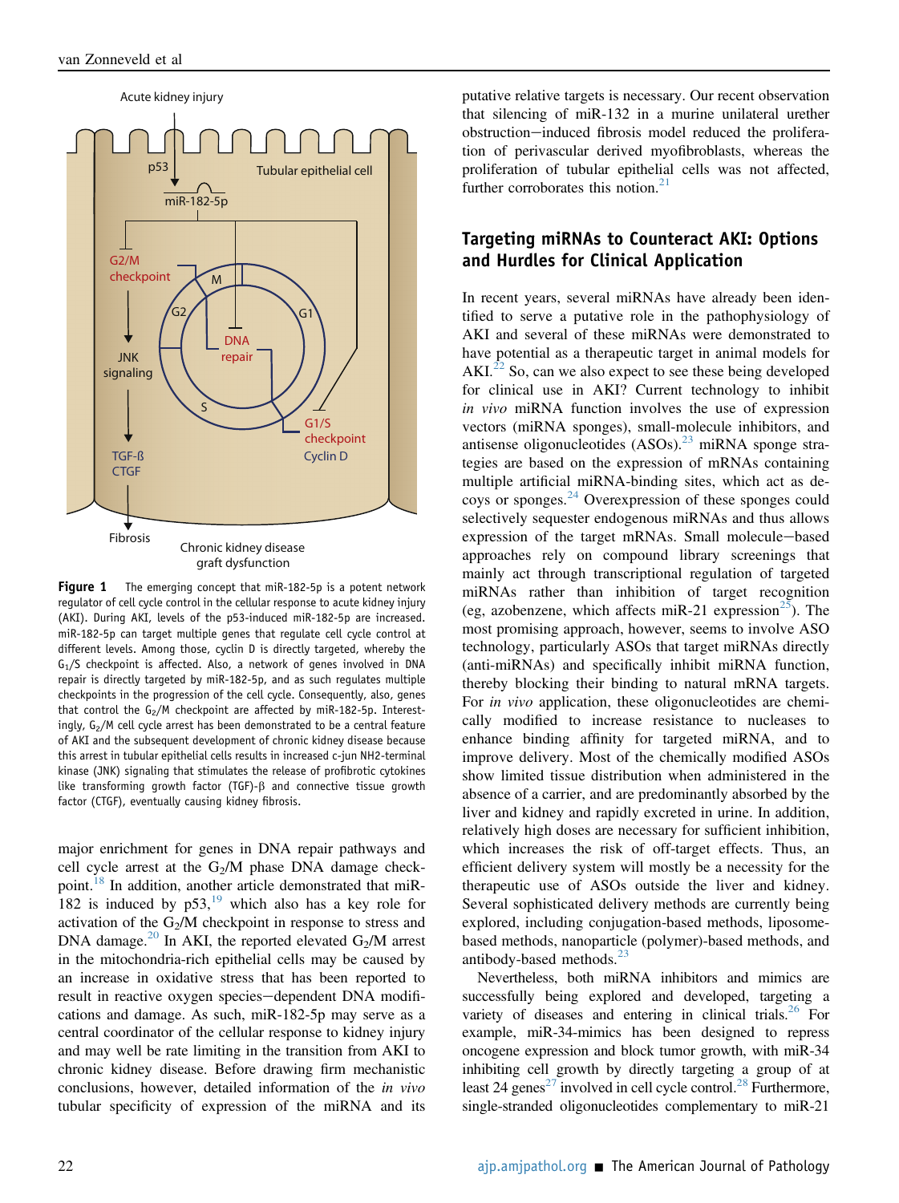Figure 1 The emerging concept that miR-182-5p is a potent network regulator of cell cycle control in the cellular response to acute kidney injury (AKI). During AKI, levels of the p53-induced miR-182-5p are increased. miR-182-5p can target multiple genes that regulate cell cycle control at different levels. Among those, cyclin D is directly targeted, whereby the $G_1$/S checkpoint is affected. Also, a network of genes involved in DNA repair is directly targeted by miR-182-5p, and as such regulates multiple checkpoints in the progression of the cell cycle. Consequently, also, genes that control the $G_2$/M checkpoint are affected by miR-182-5p. Interestingly, $G_2$/M cell cycle arrest has been demonstrated to be a central feature of AKI and the subsequent development of chronic kidney disease because this arrest in tubular epithelial cells results in increased c-jun NH2-terminal kinase (JNK) signaling that stimulates the release of profibrotic cytokines like transforming growth factor (TGF)-β and connective tissue growth factor (CTGF), eventually causing kidney fibrosis.

major enrichment for genes in DNA repair pathways and cell cycle arrest at the $G_2$/M phase DNA damage checkpoint.[18] In addition, another article demonstrated that miR-182 is induced by p53,[19] which also has a key role for activation of the $G_2$/M checkpoint in response to stress and DNA damage.[20] In AKI, the reported elevated $G_2$/M arrest in the mitochondria-rich epithelial cells may be caused by an increase in oxidative stress that has been reported to result in reactive oxygen species–dependent DNA modifications and damage. As such, miR-182-5p may serve as a central coordinator of the cellular response to kidney injury and may well be rate limiting in the transition from AKI to chronic kidney disease. Before drawing firm mechanistic conclusions, however, detailed information of the *in vivo* tubular specificity of expression of the miRNA and its putative relative targets is necessary. Our recent observation that silencing of miR-132 in a murine unilateral urether obstruction–induced fibrosis model reduced the proliferation of perivascular derived myofibroblasts, whereas the proliferation of tubular epithelial cells was not affected, further corroborates this notion.[21]

## Targeting miRNAs to Counteract AKI: Options and Hurdles for Clinical Application

In recent years, several miRNAs have already been identified to serve a putative role in the pathophysiology of AKI and several of these miRNAs were demonstrated to have potential as a therapeutic target in animal models for AKI.[22] So, can we also expect to see these being developed for clinical use in AKI? Current technology to inhibit *in vivo* miRNA function involves the use of expression vectors (miRNA sponges), small-molecule inhibitors, and antisense oligonucleotides (ASOs).[23] miRNA sponge strategies are based on the expression of mRNAs containing multiple artificial miRNA-binding sites, which act as decoys or sponges.[24] Overexpression of these sponges could selectively sequester endogenous miRNAs and thus allows expression of the target mRNAs. Small molecule–based approaches rely on compound library screenings that mainly act through transcriptional regulation of targeted miRNAs rather than inhibition of target recognition (eg, azobenzene, which affects miR-21 expression[25]). The most promising approach, however, seems to involve ASO technology, particularly ASOs that target miRNAs directly (anti-miRNAs) and specifically inhibit miRNA function, thereby blocking their binding to natural mRNA targets. For *in vivo* application, these oligonucleotides are chemically modified to increase resistance to nucleases to enhance binding affinity for targeted miRNA, and to improve delivery. Most of the chemically modified ASOs show limited tissue distribution when administered in the absence of a carrier, and are predominantly absorbed by the liver and kidney and rapidly excreted in urine. In addition, relatively high doses are necessary for sufficient inhibition, which increases the risk of off-target effects. Thus, an efficient delivery system will mostly be a necessity for the therapeutic use of ASOs outside the liver and kidney. Several sophisticated delivery methods are currently being explored, including conjugation-based methods, liposome-based methods, nanoparticle (polymer)-based methods, and antibody-based methods.[23]

Nevertheless, both miRNA inhibitors and mimics are successfully being explored and developed, targeting a variety of diseases and entering in clinical trials.[26] For example, miR-34-mimics has been designed to repress oncogene expression and block tumor growth, with miR-34 inhibiting cell growth by directly targeting a group of at least 24 genes[27] involved in cell cycle control.[28] Furthermore, single-stranded oligonucleotides complementary to miR-21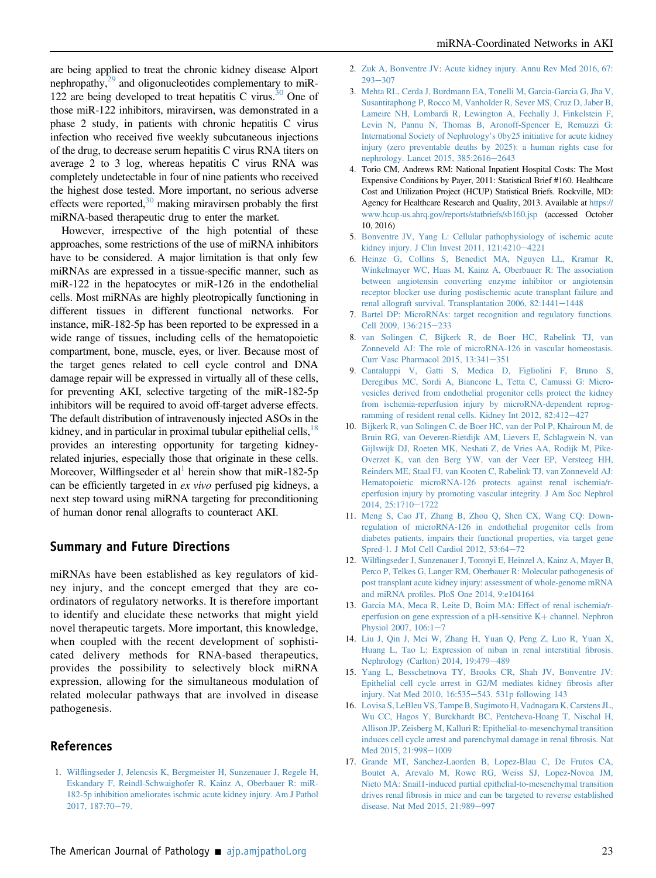are being applied to treat the chronic kidney disease Alport nephropathy,[29] and oligonucleotides complementary to miR-122 are being developed to treat hepatitis C virus.[30] One of those miR-122 inhibitors, miravirsen, was demonstrated in a phase 2 study, in patients with chronic hepatitis C virus infection who received five weekly subcutaneous injections of the drug, to decrease serum hepatitis C virus RNA titers on average 2 to 3 log, whereas hepatitis C virus RNA was completely undetectable in four of nine patients who received the highest dose tested. More important, no serious adverse effects were reported,[30] making miravirsen probably the first miRNA-based therapeutic drug to enter the market.

However, irrespective of the high potential of these approaches, some restrictions of the use of miRNA inhibitors have to be considered. A major limitation is that only few miRNAs are expressed in a tissue-specific manner, such as miR-122 in the hepatocytes or miR-126 in the endothelial cells. Most miRNAs are highly pleotropically functioning in different tissues in different functional networks. For instance, miR-182-5p has been reported to be expressed in a wide range of tissues, including cells of the hematopoietic compartment, bone, muscle, eyes, or liver. Because most of the target genes related to cell cycle control and DNA damage repair will be expressed in virtually all of these cells, for preventing AKI, selective targeting of the miR-182-5p inhibitors will be required to avoid off-target adverse effects. The default distribution of intravenously injected ASOs in the kidney, and in particular in proximal tubular epithelial cells,[18] provides an interesting opportunity for targeting kidney-related injuries, especially those that originate in these cells. Moreover, Wilflingseder et al[1] herein show that miR-182-5p can be efficiently targeted in *ex vivo* perfused pig kidneys, a next step toward using miRNA targeting for preconditioning of human donor renal allografts to counteract AKI.

## Summary and Future Directions

miRNAs have been established as key regulators of kidney injury, and the concept emerged that they are co-ordinators of regulatory networks. It is therefore important to identify and elucidate these networks that might yield novel therapeutic targets. More important, this knowledge, when coupled with the recent development of sophisticated delivery methods for RNA-based therapeutics, provides the possibility to selectively block miRNA expression, allowing for the simultaneous modulation of related molecular pathways that are involved in disease pathogenesis.

## References

1. Wilflingseder J, Jelencsis K, Bergmeister H, Sunzenauer J, Regele H, Eskandary F, Reindl-Schwaighofer R, Kainz A, Oberbauer R: miR-182-5p inhibition ameliorates ischmic acute kidney injury. Am J Pathol 2017, 187:70–79.
2. Zuk A, Bonventre JV: Acute kidney injury. Annu Rev Med 2016, 67: 293–307
3. Mehta RL, Cerda J, Burdmann EA, Tonelli M, Garcia-Garcia G, Jha V, Susantitaphong P, Rocco M, Vanholder R, Sever MS, Cruz D, Jaber B, Lameire NH, Lombardi R, Lewington A, Feehally J, Finkelstein F, Levin N, Pannu N, Thomas B, Aronoff-Spencer E, Remuzzi G: International Society of Nephrology's 0by25 initiative for acute kidney injury (zero preventable deaths by 2025): a human rights case for nephrology. Lancet 2015, 385:2616–2643
4. Torio CM, Andrews RM: National Inpatient Hospital Costs: The Most Expensive Conditions by Payer, 2011: Statistical Brief #160. Healthcare Cost and Utilization Project (HCUP) Statistical Briefs. Rockville, MD: Agency for Healthcare Research and Quality, 2013. Available at https://www.hcup-us.ahrq.gov/reports/statbriefs/sb160.jsp (accessed October 10, 2016)
5. Bonventre JV, Yang L: Cellular pathophysiology of ischemic acute kidney injury. J Clin Invest 2011, 121:4210–4221
6. Heinze G, Collins S, Benedict MA, Nguyen LL, Kramar R, Winkelmayer WC, Haas M, Kainz A, Oberbauer R: The association between angiotensin converting enzyme inhibitor or angiotensin receptor blocker use during postischemic acute transplant failure and renal allograft survival. Transplantation 2006, 82:1441–1448
7. Bartel DP: MicroRNAs: target recognition and regulatory functions. Cell 2009, 136:215–233
8. van Solingen C, Bijkerk R, de Boer HC, Rabelink TJ, van Zonneveld AJ: The role of microRNA-126 in vascular homeostasis. Curr Vasc Pharmacol 2015, 13:341–351
9. Cantaluppi V, Gatti S, Medica D, Figliolini F, Bruno S, Deregibus MC, Sordi A, Biancone L, Tetta C, Camussi G: Microvesicles derived from endothelial progenitor cells protect the kidney from ischemia-reperfusion injury by microRNA-dependent reprogramming of resident renal cells. Kidney Int 2012, 82:412–427
10. Bijkerk R, van Solingen C, de Boer HC, van der Pol P, Khairoun M, de Bruin RG, van Oeveren-Rietdijk AM, Lievers E, Schlagwein N, van Gijlswijk DJ, Roeten MK, Neshati Z, de Vries AA, Rodijk M, Pike-Overzet K, van den Berg YW, van der Veer EP, Versteeg HH, Reinders ME, Staal FJ, van Kooten C, Rabelink TJ, van Zonneveld AJ: Hematopoietic microRNA-126 protects against renal ischemia/reperfusion injury by promoting vascular integrity. J Am Soc Nephrol 2014, 25:1710–1722
11. Meng S, Cao JT, Zhang B, Zhou Q, Shen CX, Wang CQ: Downregulation of microRNA-126 in endothelial progenitor cells from diabetes patients, impairs their functional properties, via target gene Spred-1. J Mol Cell Cardiol 2012, 53:64–72
12. Wilflingseder J, Sunzenauer J, Toronyi E, Heinzel A, Kainz A, Mayer B, Perco P, Telkes G, Langer RM, Oberbauer R: Molecular pathogenesis of post transplant acute kidney injury: assessment of whole-genome mRNA and miRNA profiles. PloS One 2014, 9:e104164
13. Garcia MA, Meca R, Leite D, Boim MA: Effect of renal ischemia/reperfusion on gene expression of a pH-sensitive K+ channel. Nephron Physiol 2007, 106:1–7
14. Liu J, Qin J, Mei W, Zhang H, Yuan Q, Peng Z, Luo R, Yuan X, Huang L, Tao L: Expression of niban in renal interstitial fibrosis. Nephrology (Carlton) 2014, 19:479–489
15. Yang L, Besschetnova TY, Brooks CR, Shah JV, Bonventre JV: Epithelial cell cycle arrest in G2/M mediates kidney fibrosis after injury. Nat Med 2010, 16:535–543. 531p following 143
16. Lovisa S, LeBleu VS, Tampe B, Sugimoto H, Vadnagara K, Carstens JL, Wu CC, Hagos Y, Burckhardt BC, Pentcheva-Hoang T, Nischal H, Allison JP, Zeisberg M, Kalluri R: Epithelial-to-mesenchymal transition induces cell cycle arrest and parenchymal damage in renal fibrosis. Nat Med 2015, 21:998–1009
17. Grande MT, Sanchez-Laorden B, Lopez-Blau C, De Frutos CA, Boutet A, Arevalo M, Rowe RG, Weiss SJ, Lopez-Novoa JM, Nieto MA: Snail1-induced partial epithelial-to-mesenchymal transition drives renal fibrosis in mice and can be targeted to reverse established disease. Nat Med 2015, 21:989–997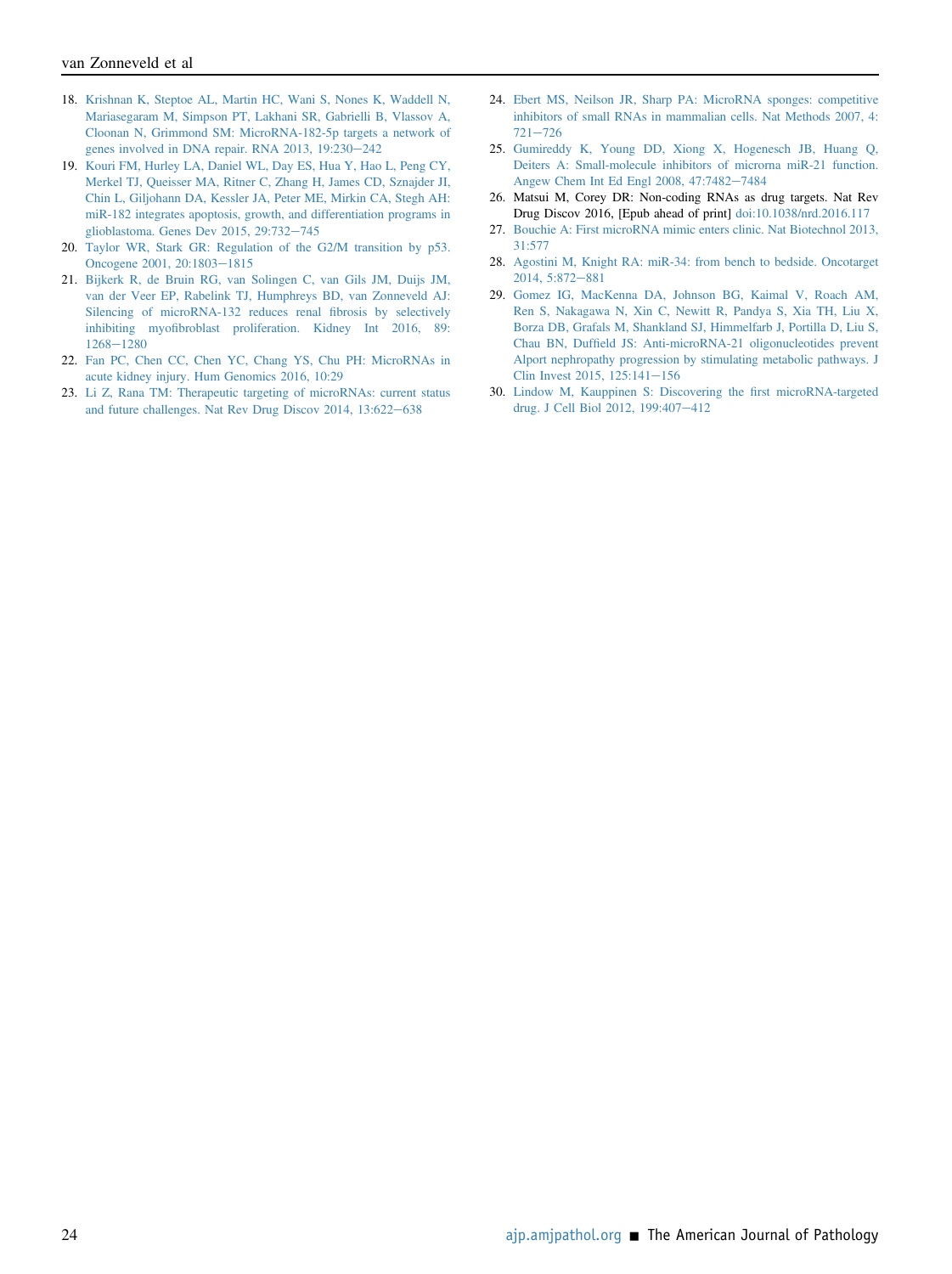18. Krishnan K, Steptoe AL, Martin HC, Wani S, Nones K, Waddell N, Mariasegaram M, Simpson PT, Lakhani SR, Gabrielli B, Vlassov A, Cloonan N, Grimmond SM: MicroRNA-182-5p targets a network of genes involved in DNA repair. RNA 2013, 19:230–242
19. Kouri FM, Hurley LA, Daniel WL, Day ES, Hua Y, Hao L, Peng CY, Merkel TJ, Queisser MA, Ritner C, Zhang H, James CD, Sznajder JI, Chin L, Giljohann DA, Kessler JA, Peter ME, Mirkin CA, Stegh AH: miR-182 integrates apoptosis, growth, and differentiation programs in glioblastoma. Genes Dev 2015, 29:732–745
20. Taylor WR, Stark GR: Regulation of the G2/M transition by p53. Oncogene 2001, 20:1803–1815
21. Bijkerk R, de Bruin RG, van Solingen C, van Gils JM, Duijs JM, van der Veer EP, Rabelink TJ, Humphreys BD, van Zonneveld AJ: Silencing of microRNA-132 reduces renal fibrosis by selectively inhibiting myofibroblast proliferation. Kidney Int 2016, 89:1268–1280
22. Fan PC, Chen CC, Chen YC, Chang YS, Chu PH: MicroRNAs in acute kidney injury. Hum Genomics 2016, 10:29
23. Li Z, Rana TM: Therapeutic targeting of microRNAs: current status and future challenges. Nat Rev Drug Discov 2014, 13:622–638
24. Ebert MS, Neilson JR, Sharp PA: MicroRNA sponges: competitive inhibitors of small RNAs in mammalian cells. Nat Methods 2007, 4:721–726
25. Gumireddy K, Young DD, Xiong X, Hogenesch JB, Huang Q, Deiters A: Small-molecule inhibitors of microrna miR-21 function. Angew Chem Int Ed Engl 2008, 47:7482–7484
26. Matsui M, Corey DR: Non-coding RNAs as drug targets. Nat Rev Drug Discov 2016, [Epub ahead of print] doi:10.1038/nrd.2016.117
27. Bouchie A: First microRNA mimic enters clinic. Nat Biotechnol 2013, 31:577
28. Agostini M, Knight RA: miR-34: from bench to bedside. Oncotarget 2014, 5:872–881
29. Gomez IG, MacKenna DA, Johnson BG, Kaimal V, Roach AM, Ren S, Nakagawa N, Xin C, Newitt R, Pandya S, Xia TH, Liu X, Borza DB, Grafals M, Shankland SJ, Himmelfarb J, Portilla D, Liu S, Chau BN, Duffield JS: Anti-microRNA-21 oligonucleotides prevent Alport nephropathy progression by stimulating metabolic pathways. J Clin Invest 2015, 125:141–156
30. Lindow M, Kauppinen S: Discovering the first microRNA-targeted drug. J Cell Biol 2012, 199:407–412